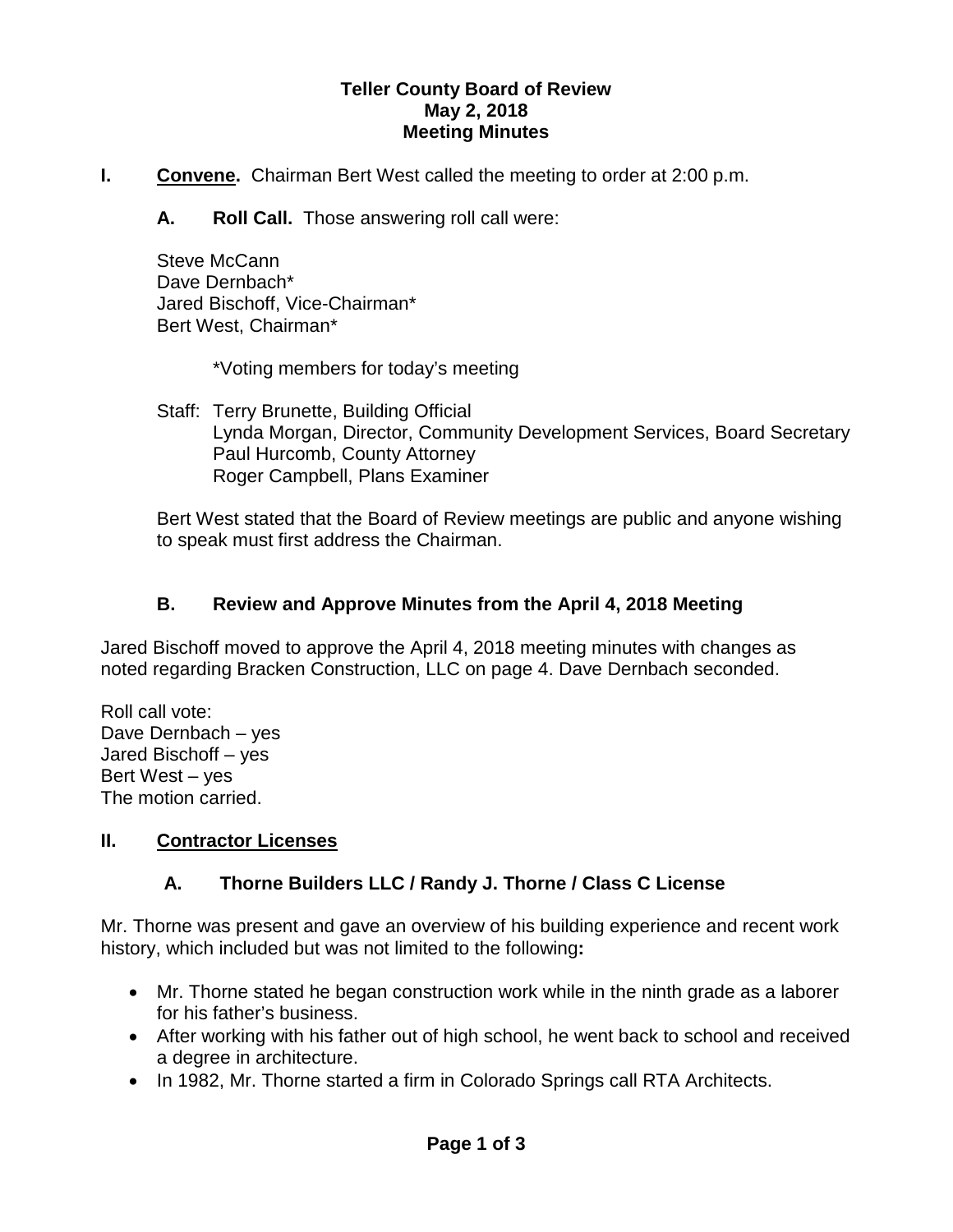# Teller County Board of Review
## May 2, 2018
## Meeting Minutes

**I. Convene.** Chairman Bert West called the meeting to order at 2:00 p.m.

**A. Roll Call.** Those answering roll call were:

Steve McCann
Dave Dernbach*
Jared Bischoff, Vice-Chairman*
Bert West, Chairman*

*Voting members for today's meeting

Staff: Terry Brunette, Building Official
Lynda Morgan, Director, Community Development Services, Board Secretary
Paul Hurcomb, County Attorney
Roger Campbell, Plans Examiner

Bert West stated that the Board of Review meetings are public and anyone wishing to speak must first address the Chairman.

### B. Review and Approve Minutes from the April 4, 2018 Meeting

Jared Bischoff moved to approve the April 4, 2018 meeting minutes with changes as noted regarding Bracken Construction, LLC on page 4. Dave Dernbach seconded.

Roll call vote:
Dave Dernbach – yes
Jared Bischoff – yes
Bert West – yes
The motion carried.

## II. Contractor Licenses

### A. Thorne Builders LLC / Randy J. Thorne / Class C License

Mr. Thorne was present and gave an overview of his building experience and recent work history, which included but was not limited to the following**:**

- Mr. Thorne stated he began construction work while in the ninth grade as a laborer for his father's business.
- After working with his father out of high school, he went back to school and received a degree in architecture.
- In 1982, Mr. Thorne started a firm in Colorado Springs call RTA Architects.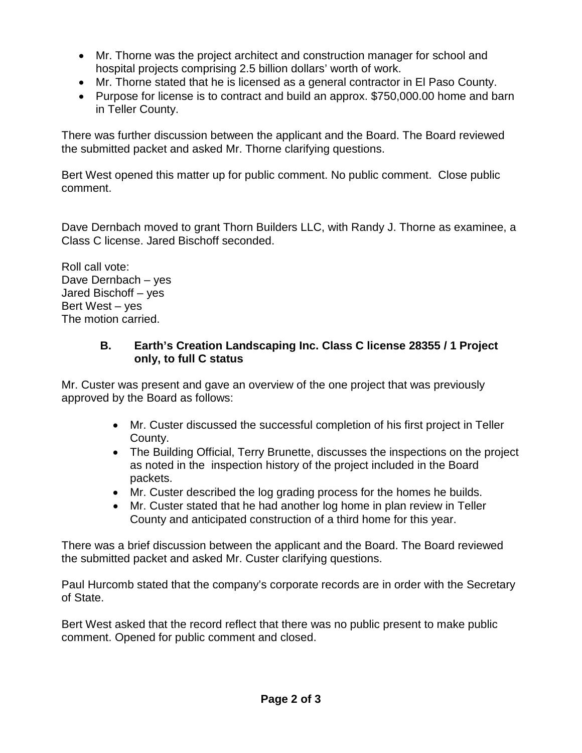- Mr. Thorne was the project architect and construction manager for school and hospital projects comprising 2.5 billion dollars' worth of work.
- Mr. Thorne stated that he is licensed as a general contractor in El Paso County.
- Purpose for license is to contract and build an approx. $750,000.00 home and barn in Teller County.

There was further discussion between the applicant and the Board. The Board reviewed the submitted packet and asked Mr. Thorne clarifying questions.

Bert West opened this matter up for public comment. No public comment. Close public comment.

Dave Dernbach moved to grant Thorn Builders LLC, with Randy J. Thorne as examinee, a Class C license. Jared Bischoff seconded.

Roll call vote:
Dave Dernbach – yes
Jared Bischoff – yes
Bert West – yes
The motion carried.

### B. Earth's Creation Landscaping Inc. Class C license 28355 / 1 Project only, to full C status

Mr. Custer was present and gave an overview of the one project that was previously approved by the Board as follows:

- Mr. Custer discussed the successful completion of his first project in Teller County.
- The Building Official, Terry Brunette, discusses the inspections on the project as noted in the inspection history of the project included in the Board packets.
- Mr. Custer described the log grading process for the homes he builds.
- Mr. Custer stated that he had another log home in plan review in Teller County and anticipated construction of a third home for this year.

There was a brief discussion between the applicant and the Board. The Board reviewed the submitted packet and asked Mr. Custer clarifying questions.

Paul Hurcomb stated that the company's corporate records are in order with the Secretary of State.

Bert West asked that the record reflect that there was no public present to make public comment. Opened for public comment and closed.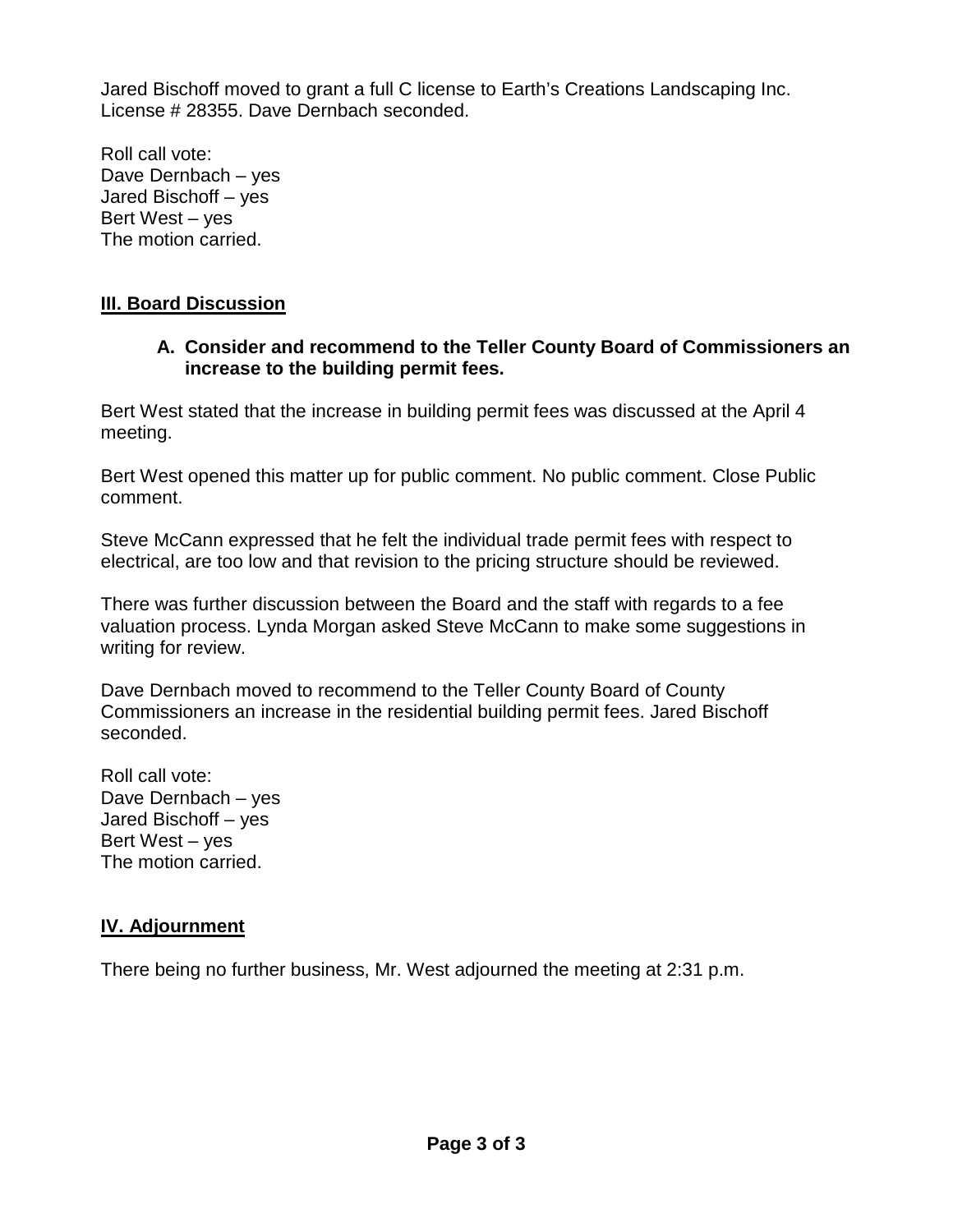Jared Bischoff moved to grant a full C license to Earth's Creations Landscaping Inc. License # 28355. Dave Dernbach seconded.

Roll call vote:
Dave Dernbach – yes
Jared Bischoff – yes
Bert West – yes
The motion carried.

## III. Board Discussion

### A. Consider and recommend to the Teller County Board of Commissioners an increase to the building permit fees.

Bert West stated that the increase in building permit fees was discussed at the April 4 meeting.

Bert West opened this matter up for public comment. No public comment. Close Public comment.

Steve McCann expressed that he felt the individual trade permit fees with respect to electrical, are too low and that revision to the pricing structure should be reviewed.

There was further discussion between the Board and the staff with regards to a fee valuation process. Lynda Morgan asked Steve McCann to make some suggestions in writing for review.

Dave Dernbach moved to recommend to the Teller County Board of County Commissioners an increase in the residential building permit fees. Jared Bischoff seconded.

Roll call vote:
Dave Dernbach – yes
Jared Bischoff – yes
Bert West – yes
The motion carried.

## IV. Adjournment

There being no further business, Mr. West adjourned the meeting at 2:31 p.m.